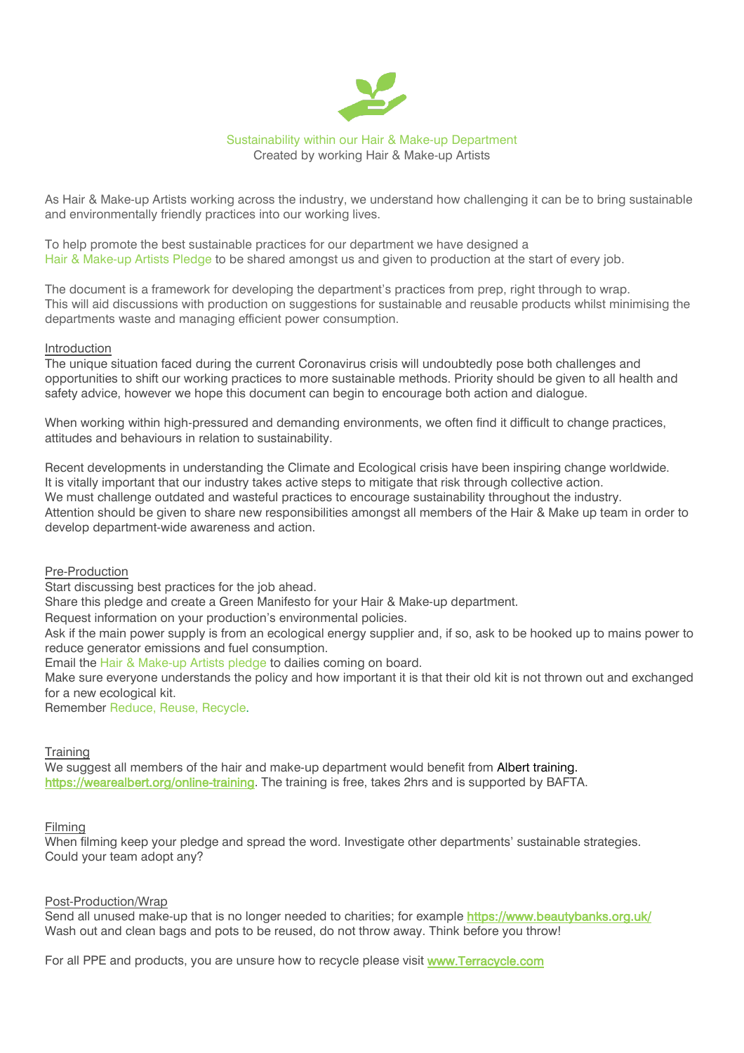# Sustainability within our Hair & Make-up Department

Created by working Hair & Make-up Artists

As Hair & Make-up Artists working across the industry, we understand how challenging it can be to bring sustainable and environmentally friendly practices into our working lives.

To help promote the best sustainable practices for our department we have designed a Hair & Make-up Artists Pledge to be shared amongst us and given to production at the start of every job.

The document is a framework for developing the department's practices from prep, right through to wrap. This will aid discussions with production on suggestions for sustainable and reusable products whilst minimising the departments waste and managing efficient power consumption.

## Introduction

The unique situation faced during the current Coronavirus crisis will undoubtedly pose both challenges and opportunities to shift our working practices to more sustainable methods. Priority should be given to all health and safety advice, however we hope this document can begin to encourage both action and dialogue.

When working within high-pressured and demanding environments, we often find it difficult to change practices, attitudes and behaviours in relation to sustainability.

Recent developments in understanding the Climate and Ecological crisis have been inspiring change worldwide. It is vitally important that our industry takes active steps to mitigate that risk through collective action. We must challenge outdated and wasteful practices to encourage sustainability throughout the industry. Attention should be given to share new responsibilities amongst all members of the Hair & Make up team in order to develop department-wide awareness and action.

## Pre-Production

Start discussing best practices for the job ahead.
Share this pledge and create a Green Manifesto for your Hair & Make-up department.
Request information on your production's environmental policies.
Ask if the main power supply is from an ecological energy supplier and, if so, ask to be hooked up to mains power to reduce generator emissions and fuel consumption.
Email the Hair & Make-up Artists pledge to dailies coming on board.
Make sure everyone understands the policy and how important it is that their old kit is not thrown out and exchanged for a new ecological kit.
Remember Reduce, Reuse, Recycle.

## Training

We suggest all members of the hair and make-up department would benefit from Albert training. https://wearealbert.org/online-training. The training is free, takes 2hrs and is supported by BAFTA.

## Filming

When filming keep your pledge and spread the word. Investigate other departments' sustainable strategies. Could your team adopt any?

## Post-Production/Wrap

Send all unused make-up that is no longer needed to charities; for example https://www.beautybanks.org.uk/
Wash out and clean bags and pots to be reused, do not throw away. Think before you throw!

For all PPE and products, you are unsure how to recycle please visit www.Terracycle.com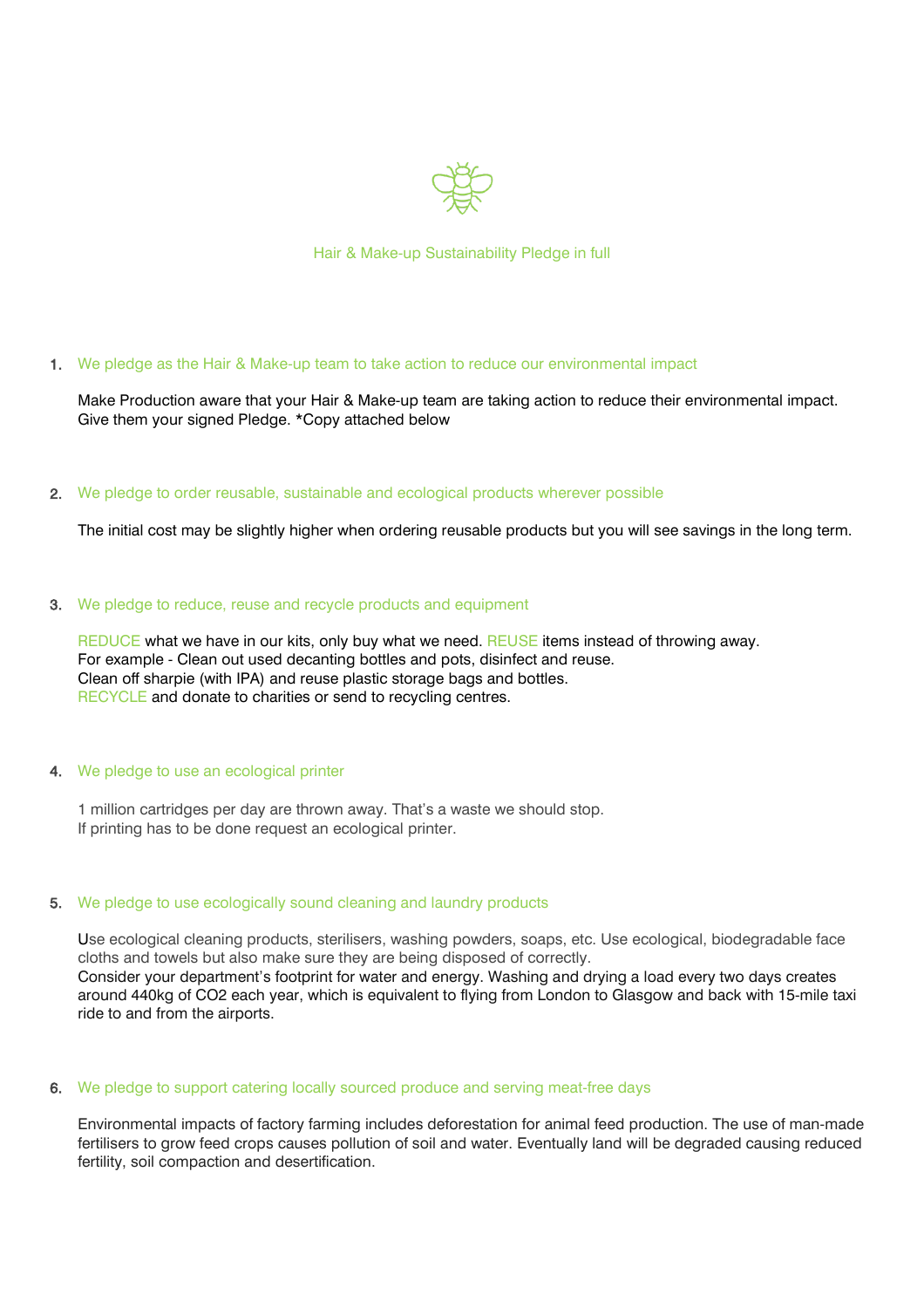# Hair & Make-up Sustainability Pledge in full

1. **We pledge as the Hair & Make-up team to take action to reduce our environmental impact**

   Make Production aware that your Hair & Make-up team are taking action to reduce their environmental impact. Give them your signed Pledge. *Copy attached below

2. **We pledge to order reusable, sustainable and ecological products wherever possible**

   The initial cost may be slightly higher when ordering reusable products but you will see savings in the long term.

3. **We pledge to reduce, reuse and recycle products and equipment**

   REDUCE what we have in our kits, only buy what we need. REUSE items instead of throwing away.
   For example - Clean out used decanting bottles and pots, disinfect and reuse.
   Clean off sharpie (with IPA) and reuse plastic storage bags and bottles.
   RECYCLE and donate to charities or send to recycling centres.

4. **We pledge to use an ecological printer**

   1 million cartridges per day are thrown away. That's a waste we should stop.
   If printing has to be done request an ecological printer.

5. **We pledge to use ecologically sound cleaning and laundry products**

   Use ecological cleaning products, sterilisers, washing powders, soaps, etc. Use ecological, biodegradable face cloths and towels but also make sure they are being disposed of correctly.
   Consider your department's footprint for water and energy. Washing and drying a load every two days creates around 440kg of $CO_2$ each year, which is equivalent to flying from London to Glasgow and back with 15-mile taxi ride to and from the airports.

6. **We pledge to support catering locally sourced produce and serving meat-free days**

   Environmental impacts of factory farming includes deforestation for animal feed production. The use of man-made fertilisers to grow feed crops causes pollution of soil and water. Eventually land will be degraded causing reduced fertility, soil compaction and desertification.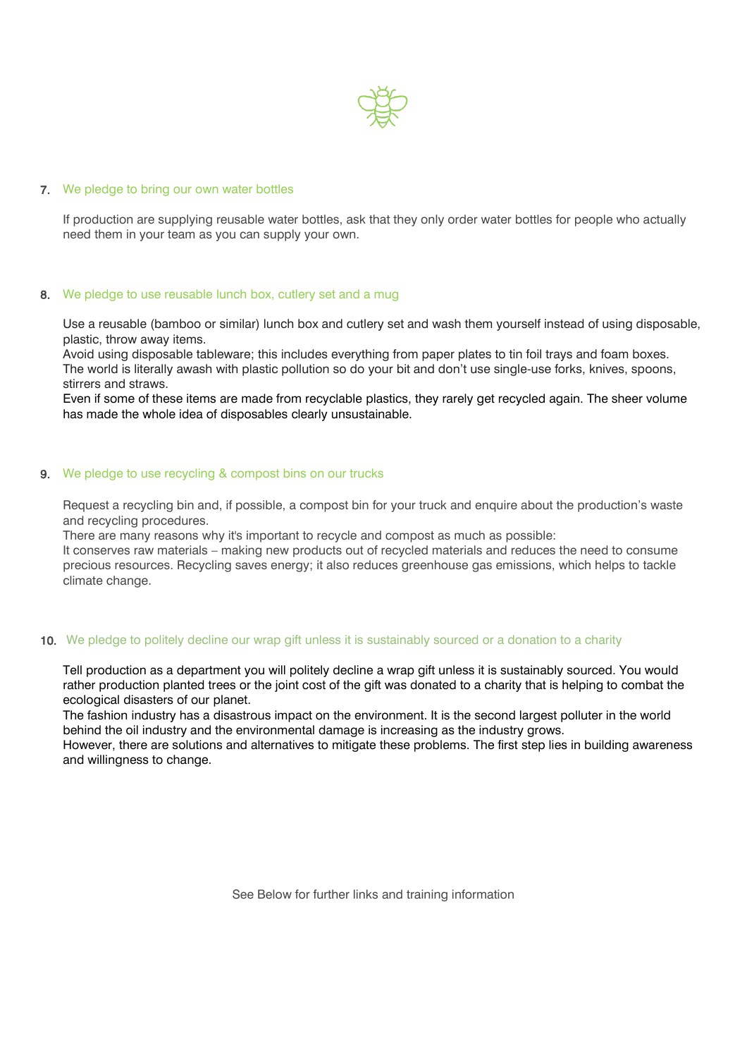7. We pledge to bring our own water bottles

If production are supplying reusable water bottles, ask that they only order water bottles for people who actually need them in your team as you can supply your own.

8. We pledge to use reusable lunch box, cutlery set and a mug

Use a reusable (bamboo or similar) lunch box and cutlery set and wash them yourself instead of using disposable, plastic, throw away items.
Avoid using disposable tableware; this includes everything from paper plates to tin foil trays and foam boxes.
The world is literally awash with plastic pollution so do your bit and don't use single-use forks, knives, spoons, stirrers and straws.
Even if some of these items are made from recyclable plastics, they rarely get recycled again. The sheer volume has made the whole idea of disposables clearly unsustainable.

9. We pledge to use recycling & compost bins on our trucks

Request a recycling bin and, if possible, a compost bin for your truck and enquire about the production's waste and recycling procedures.
There are many reasons why it's important to recycle and compost as much as possible:
It conserves raw materials – making new products out of recycled materials and reduces the need to consume precious resources. Recycling saves energy; it also reduces greenhouse gas emissions, which helps to tackle climate change.

10. We pledge to politely decline our wrap gift unless it is sustainably sourced or a donation to a charity

Tell production as a department you will politely decline a wrap gift unless it is sustainably sourced. You would rather production planted trees or the joint cost of the gift was donated to a charity that is helping to combat the ecological disasters of our planet.
The fashion industry has a disastrous impact on the environment. It is the second largest polluter in the world behind the oil industry and the environmental damage is increasing as the industry grows.
However, there are solutions and alternatives to mitigate these problems. The first step lies in building awareness and willingness to change.

See Below for further links and training information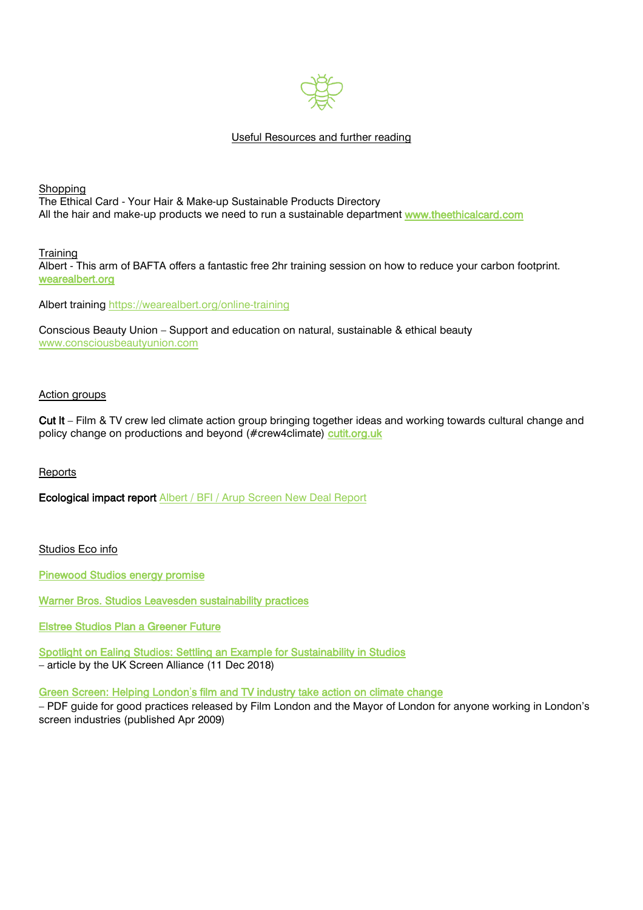## Useful Resources and further reading

### Shopping

The Ethical Card - Your Hair & Make-up Sustainable Products Directory
All the hair and make-up products we need to run a sustainable department **www.theethicalcard.com**

### Training

Albert - This arm of BAFTA offers a fantastic free 2hr training session on how to reduce your carbon footprint. **wearealbert.org**

Albert training https://wearealbert.org/online-training

Conscious Beauty Union – Support and education on natural, sustainable & ethical beauty
www.consciousbeautyunion.com

### Action groups

**Cut It** – Film & TV crew led climate action group bringing together ideas and working towards cultural change and policy change on productions and beyond (#crew4climate) **cutit.org.uk**

### Reports

**Ecological impact report** Albert / BFI / Arup Screen New Deal Report

### Studios Eco info

**Pinewood Studios energy promise**

**Warner Bros. Studios Leavesden sustainability practices**

**Elstree Studios Plan a Greener Future**

**Spotlight on Ealing Studios: Settling an Example for Sustainability in Studios**
– article by the UK Screen Alliance (11 Dec 2018)

**Green Screen: Helping London's film and TV industry take action on climate change**
– PDF guide for good practices released by Film London and the Mayor of London for anyone working in London's screen industries (published Apr 2009)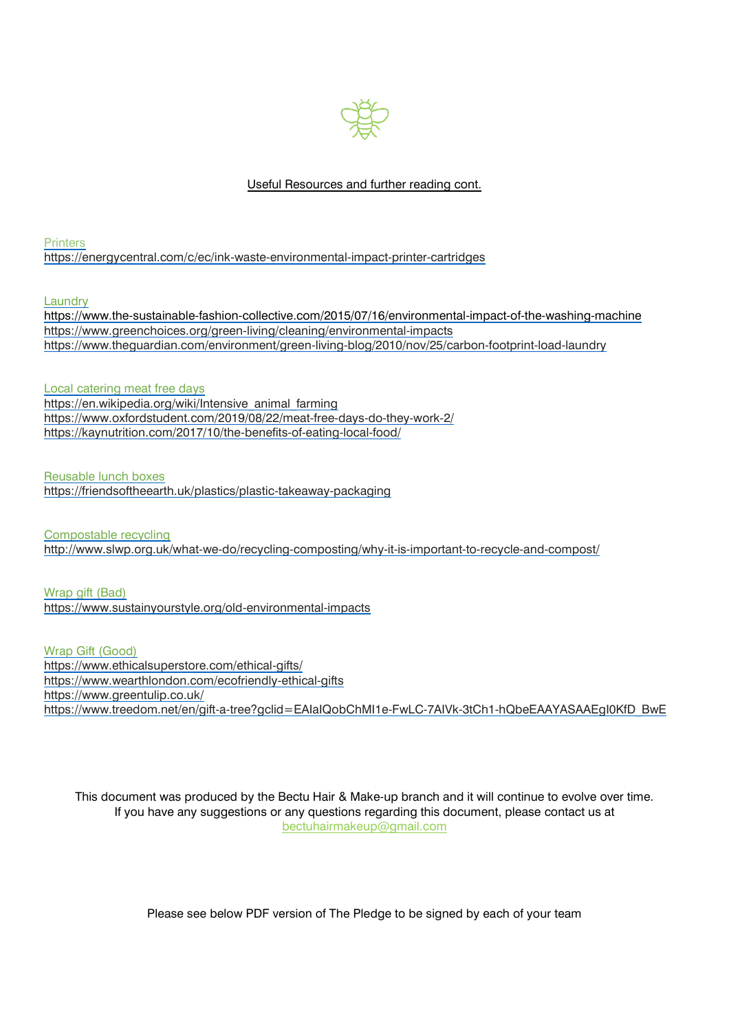## Useful Resources and further reading cont.

**Printers**
https://energycentral.com/c/ec/ink-waste-environmental-impact-printer-cartridges

**Laundry**
https://www.the-sustainable-fashion-collective.com/2015/07/16/environmental-impact-of-the-washing-machine
https://www.greenchoices.org/green-living/cleaning/environmental-impacts
https://www.theguardian.com/environment/green-living-blog/2010/nov/25/carbon-footprint-load-laundry

**Local catering meat free days**
https://en.wikipedia.org/wiki/Intensive_animal_farming
https://www.oxfordstudent.com/2019/08/22/meat-free-days-do-they-work-2/
https://kaynutrition.com/2017/10/the-benefits-of-eating-local-food/

**Reusable lunch boxes**
https://friendsoftheearth.uk/plastics/plastic-takeaway-packaging

**Compostable recycling**
http://www.slwp.org.uk/what-we-do/recycling-composting/why-it-is-important-to-recycle-and-compost/

**Wrap gift (Bad)**
https://www.sustainyourstyle.org/old-environmental-impacts

**Wrap Gift (Good)**
https://www.ethicalsuperstore.com/ethical-gifts/
https://www.wearthlondon.com/ecofriendly-ethical-gifts
https://www.greentulip.co.uk/
https://www.treedom.net/en/gift-a-tree?gclid=EAIaIQobChMI1e-FwLC-7AIVk-3tCh1-hQbeEAAYASAAEgI0KfD_BwE

This document was produced by the Bectu Hair & Make-up branch and it will continue to evolve over time.
If you have any suggestions or any questions regarding this document, please contact us at
bectuhairmakeup@gmail.com

Please see below PDF version of The Pledge to be signed by each of your team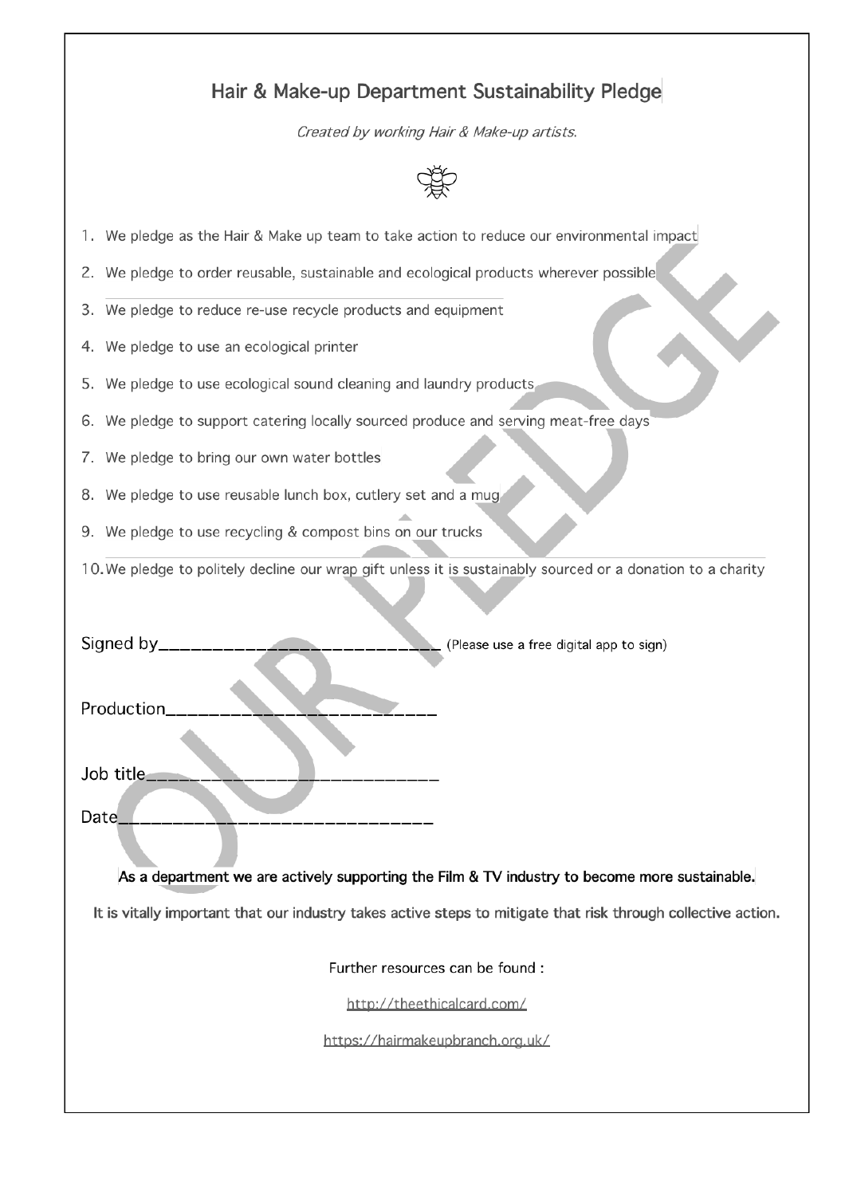# Hair & Make-up Department Sustainability Pledge

*Created by working Hair & Make-up artists.*

1. We pledge as the Hair & Make up team to take action to reduce our environmental impact
2. We pledge to order reusable, sustainable and ecological products wherever possible
3. We pledge to reduce re-use recycle products and equipment
4. We pledge to use an ecological printer
5. We pledge to use ecological sound cleaning and laundry products
6. We pledge to support catering locally sourced produce and serving meat-free days
7. We pledge to bring our own water bottles
8. We pledge to use reusable lunch box, cutlery set and a mug
9. We pledge to use recycling & compost bins on our trucks
10. We pledge to politely decline our wrap gift unless it is sustainably sourced or a donation to a charity

OUR PLEDGE

Signed by____________________________ (Please use a free digital app to sign)

Production___________________________

Job title_____________________________

Date________________________________

**As a department we are actively supporting the Film & TV industry to become more sustainable.**

**It is vitally important that our industry takes active steps to mitigate that risk through collective action.**

Further resources can be found :

http://theethicalcard.com/

https://hairmakeupbranch.org.uk/